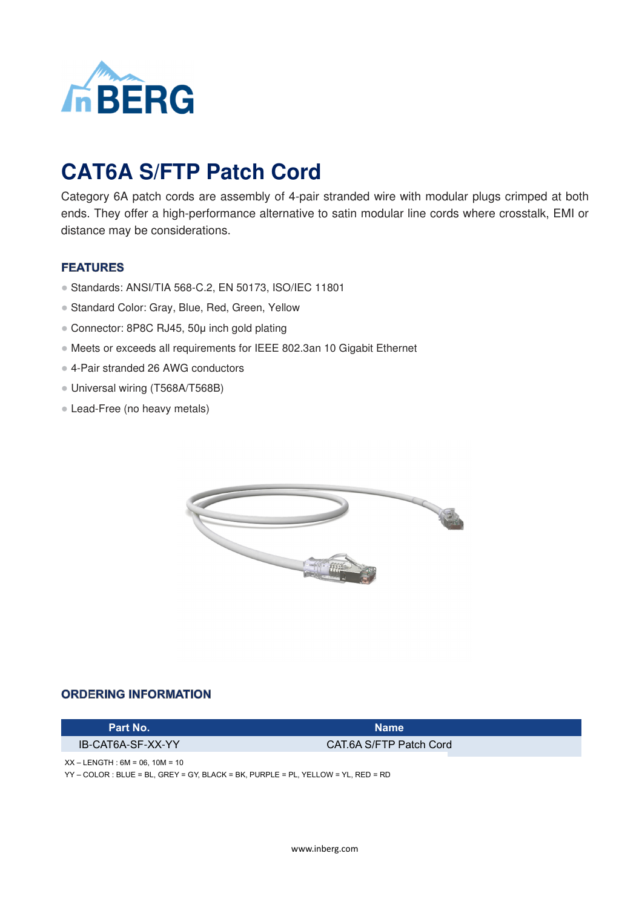# CAT6A S/FTP Patch Cord

Category 6A patch cords are assembly of 4-pair stranded wire with modular plugs crimped at both ends. They offer a high-performance alternative to satin modular line cords where crosstalk, EMI or distance may be considerations.

## FEATURES

- Standards: ANSI/TIA 568-C.2, EN 50173, ISO/IEC 11801
- Standard Color: Gray, Blue, Red, Green, Yellow
- Connector: 8P8C RJ45, 50μ inch gold plating
- Meets or exceeds all requirements for IEEE 802.3an 10 Gigabit Ethernet
- 4-Pair stranded 26 AWG conductors
- Universal wiring (T568A/T568B)
- Lead-Free (no heavy metals)

## ORDERING INFORMATION

| Part No. | Name |
| --- | --- |
| IB-CAT6A-SF-XX-YY | CAT.6A S/FTP Patch Cord |

XX – LENGTH : 6M = 06, 10M = 10
YY – COLOR : BLUE = BL, GREY = GY, BLACK = BK, PURPLE = PL, YELLOW = YL, RED = RD

www.inberg.com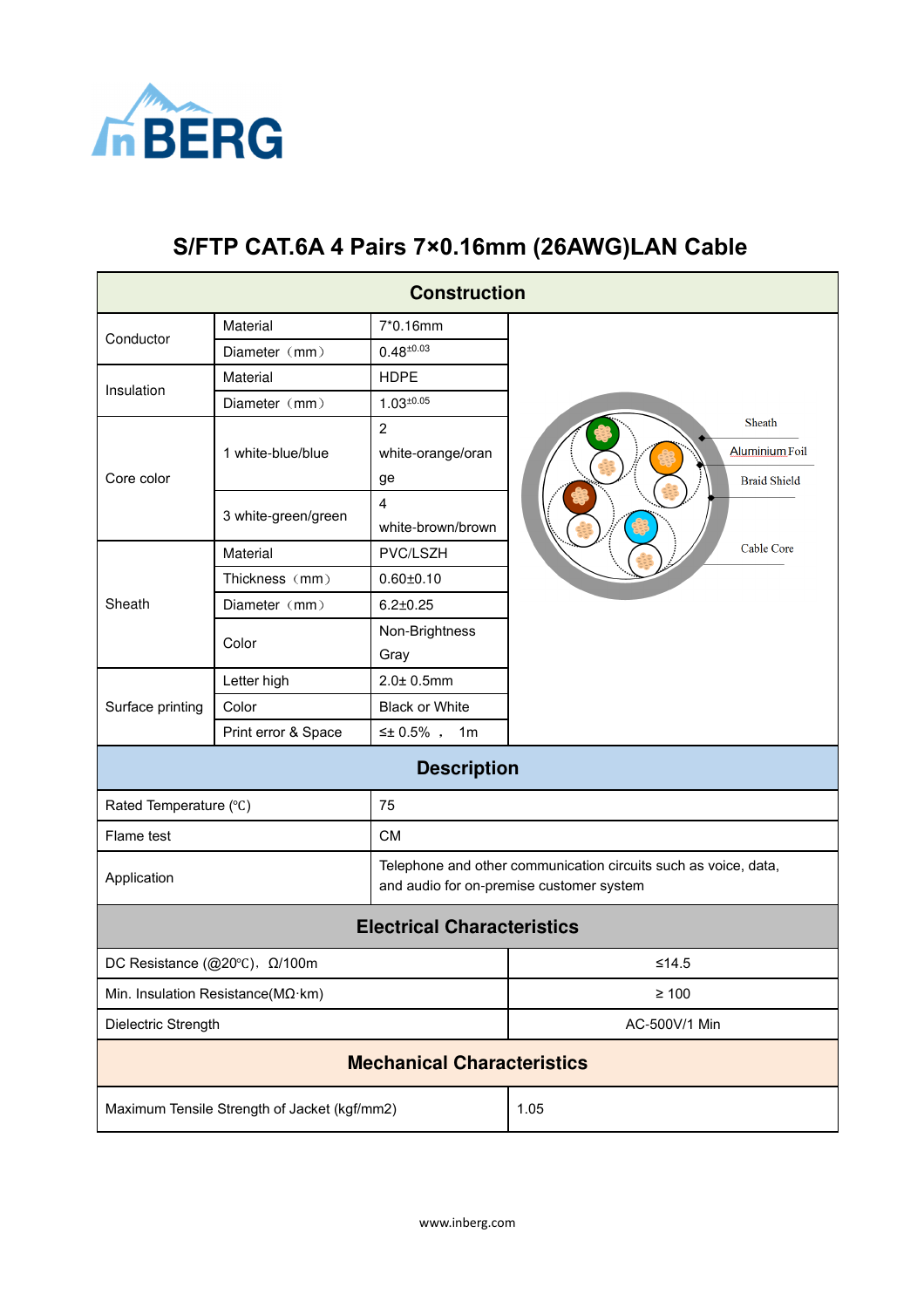# S/FTP CAT.6A 4 Pairs 7×0.16mm (26AWG)LAN Cable

| | | |
|---|---|---|
| **Construction** | | |
| Conductor | Material | 7*0.16mm |
| | Diameter（mm） | $0.48^{\pm 0.03}$ |
| Insulation | Material | HDPE |
| | Diameter（mm） | $1.03^{\pm 0.05}$ |
| Core color | 1 white-blue/blue | 2 white-orange/orange |
| | 3 white-green/green | 4 white-brown/brown |
| Sheath | Material | PVC/LSZH |
| | Thickness（mm） | 0.60±0.10 |
| | Diameter（mm） | 6.2±0.25 |
| | Color | Non-Brightness Gray |
| Surface printing | Letter high | 2.0± 0.5mm |
| | Color | Black or White |
| | Print error & Space | ≤± 0.5% ， 1m |

Sheath
Aluminium Foil
Braid Shield
Cable Core

| | |
|---|---|
| **Description** | |
| Rated Temperature (℃) | 75 |
| Flame test | CM |
| Application | Telephone and other communication circuits such as voice, data, and audio for on-premise customer system |

| | |
|---|---|
| **Electrical Characteristics** | |
| DC Resistance (@20℃)，Ω/100m | ≤14.5 |
| Min. Insulation Resistance(MΩ·km) | ≥ 100 |
| Dielectric Strength | AC-500V/1 Min |

| | |
|---|---|
| **Mechanical Characteristics** | |
| Maximum Tensile Strength of Jacket (kgf/mm2) | 1.05 |

www.inberg.com